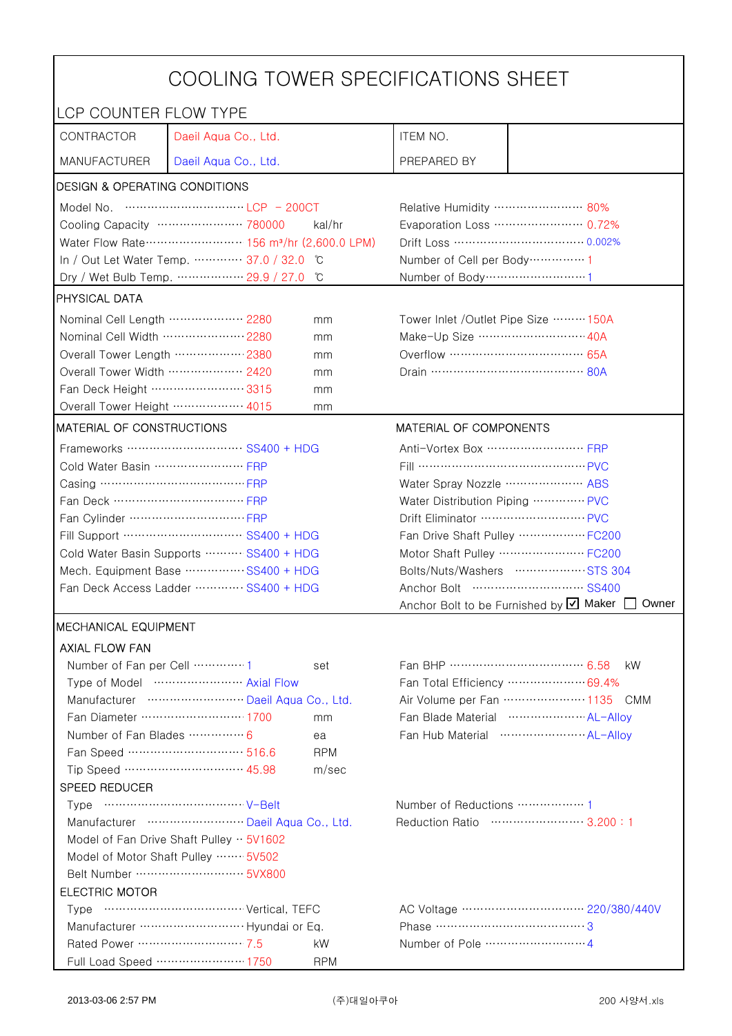# COOLING TOWER SPECIFICATIONS SHEET

## LCP COUNTER FLOW TYPE

| | | | |
|---|---|---|---|
| CONTRACTOR | Daeil Aqua Co., Ltd. | ITEM NO. | |
| MANUFACTURER | Daeil Aqua Co., Ltd. | PREPARED BY | |

### DESIGN & OPERATING CONDITIONS

| | | | |
|---|---|---|---|
| Model No. | LCP - 200CT | Relative Humidity | 80% |
| Cooling Capacity | 780000 kal/hr | Evaporation Loss | 0.72% |
| Water Flow Rate | 156 m³/hr (2,600.0 LPM) | Drift Loss | 0.002% |
| In / Out Let Water Temp. | 37.0 / 32.0 ℃ | Number of Cell per Body | 1 |
| Dry / Wet Bulb Temp. | 29.9 / 27.0 ℃ | Number of Body | 1 |

### PHYSICAL DATA

| | | | |
|---|---|---|---|
| Nominal Cell Length | 2280 mm | Tower Inlet /Outlet Pipe Size | 150A |
| Nominal Cell Width | 2280 mm | Make-Up Size | 40A |
| Overall Tower Length | 2380 mm | Overflow | 65A |
| Overall Tower Width | 2420 mm | Drain | 80A |
| Fan Deck Height | 3315 mm | | |
| Overall Tower Height | 4015 mm | | |

### MATERIAL OF CONSTRUCTIONS / MATERIAL OF COMPONENTS

| MATERIAL OF CONSTRUCTIONS | | MATERIAL OF COMPONENTS | |
|---|---|---|---|
| Frameworks | SS400 + HDG | Anti-Vortex Box | FRP |
| Cold Water Basin | FRP | Fill | PVC |
| Casing | FRP | Water Spray Nozzle | ABS |
| Fan Deck | FRP | Water Distribution Piping | PVC |
| Fan Cylinder | FRP | Drift Eliminator | PVC |
| Fill Support | SS400 + HDG | Fan Drive Shaft Pulley | FC200 |
| Cold Water Basin Supports | SS400 + HDG | Motor Shaft Pulley | FC200 |
| Mech. Equipment Base | SS400 + HDG | Bolts/Nuts/Washers | STS 304 |
| Fan Deck Access Ladder | SS400 + HDG | Anchor Bolt | SS400 |
| | | Anchor Bolt to be Furnished by | ☑ Maker ☐ Owner |

### MECHANICAL EQUIPMENT

#### AXIAL FLOW FAN

| | | | |
|---|---|---|---|
| Number of Fan per Cell | 1 set | Fan BHP | 6.58 kW |
| Type of Model | Axial Flow | Fan Total Efficiency | 69.4% |
| Manufacturer | Daeil Aqua Co., Ltd. | Air Volume per Fan | 1135 CMM |
| Fan Diameter | 1700 mm | Fan Blade Material | AL-Alloy |
| Number of Fan Blades | 6 ea | Fan Hub Material | AL-Alloy |
| Fan Speed | 516.6 RPM | | |
| Tip Speed | 45.98 m/sec | | |

#### SPEED REDUCER

| | | | |
|---|---|---|---|
| Type | V-Belt | Number of Reductions | 1 |
| Manufacturer | Daeil Aqua Co., Ltd. | Reduction Ratio | 3.200 : 1 |
| Model of Fan Drive Shaft Pulley | 5V1602 | | |
| Model of Motor Shaft Pulley | 5V502 | | |
| Belt Number | 5VX800 | | |

#### ELECTRIC MOTOR

| | | | |
|---|---|---|---|
| Type | Vertical, TEFC | AC Voltage | 220/380/440V |
| Manufacturer | Hyundai or Eq. | Phase | 3 |
| Rated Power | 7.5 kW | Number of Pole | 4 |
| Full Load Speed | 1750 RPM | | |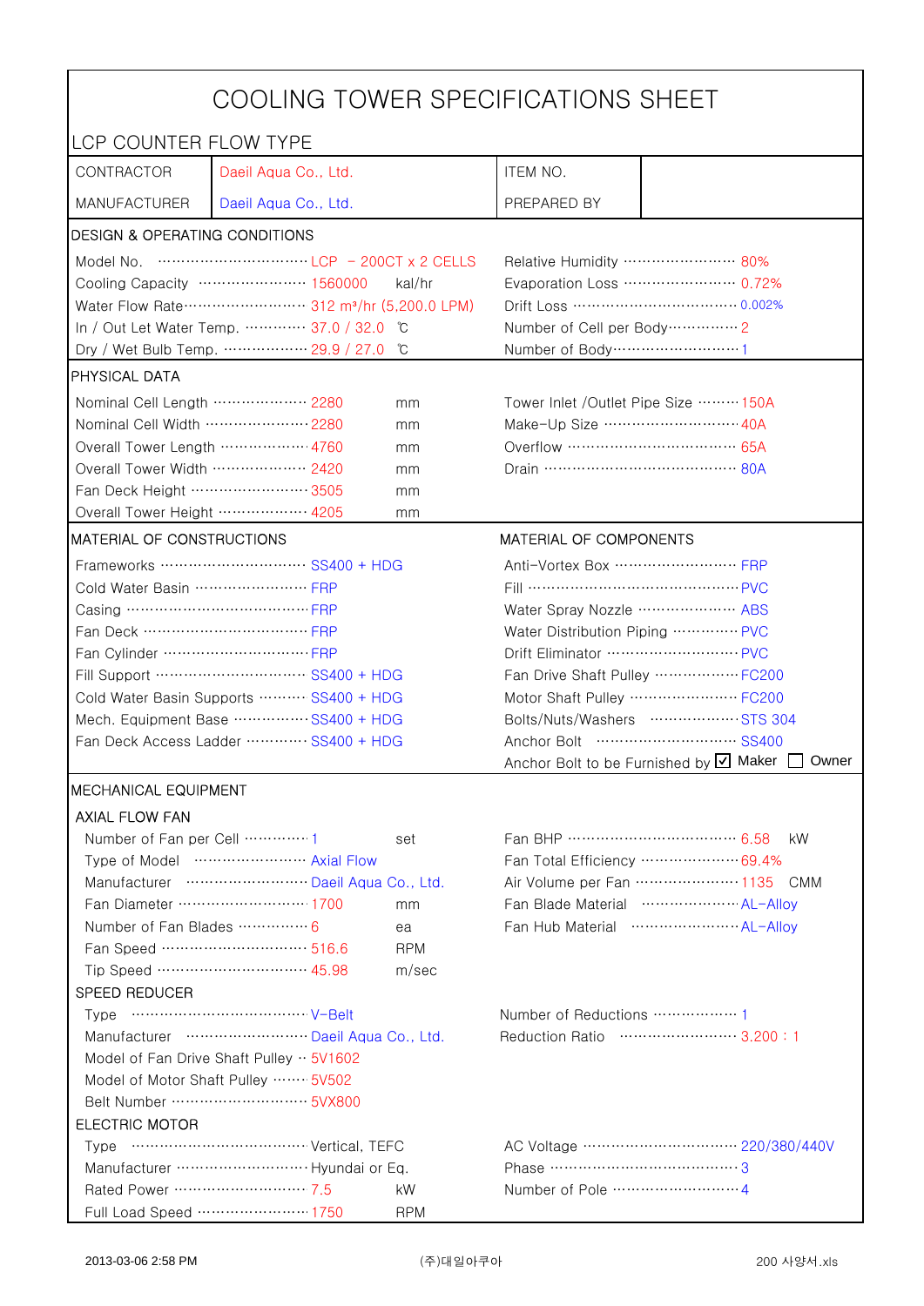# COOLING TOWER SPECIFICATIONS SHEET

## LCP COUNTER FLOW TYPE

| | | | |
|---|---|---|---|
| CONTRACTOR | Daeil Aqua Co., Ltd. | ITEM NO. | |
| MANUFACTURER | Daeil Aqua Co., Ltd. | PREPARED BY | |

### DESIGN & OPERATING CONDITIONS

| | | | |
|---|---|---|---|
| Model No. | LCP – 200CT x 2 CELLS | Relative Humidity | 80% |
| Cooling Capacity | 1560000 kal/hr | Evaporation Loss | 0.72% |
| Water Flow Rate | 312 m³/hr (5,200.0 LPM) | Drift Loss | 0.002% |
| In / Out Let Water Temp. | 37.0 / 32.0 ℃ | Number of Cell per Body | 2 |
| Dry / Wet Bulb Temp. | 29.9 / 27.0 ℃ | Number of Body | 1 |

### PHYSICAL DATA

| | | | |
|---|---|---|---|
| Nominal Cell Length | 2280 mm | Tower Inlet /Outlet Pipe Size | 150A |
| Nominal Cell Width | 2280 mm | Make-Up Size | 40A |
| Overall Tower Length | 4760 mm | Overflow | 65A |
| Overall Tower Width | 2420 mm | Drain | 80A |
| Fan Deck Height | 3505 mm | | |
| Overall Tower Height | 4205 mm | | |

### MATERIAL OF CONSTRUCTIONS / MATERIAL OF COMPONENTS

| MATERIAL OF CONSTRUCTIONS | | MATERIAL OF COMPONENTS | |
|---|---|---|---|
| Frameworks | SS400 + HDG | Anti-Vortex Box | FRP |
| Cold Water Basin | FRP | Fill | PVC |
| Casing | FRP | Water Spray Nozzle | ABS |
| Fan Deck | FRP | Water Distribution Piping | PVC |
| Fan Cylinder | FRP | Drift Eliminator | PVC |
| Fill Support | SS400 + HDG | Fan Drive Shaft Pulley | FC200 |
| Cold Water Basin Supports | SS400 + HDG | Motor Shaft Pulley | FC200 |
| Mech. Equipment Base | SS400 + HDG | Bolts/Nuts/Washers | STS 304 |
| Fan Deck Access Ladder | SS400 + HDG | Anchor Bolt | SS400 |
| | | Anchor Bolt to be Furnished by | ☑ Maker ☐ Owner |

### MECHANICAL EQUIPMENT

#### AXIAL FLOW FAN

| | | | |
|---|---|---|---|
| Number of Fan per Cell | 1 set | Fan BHP | 6.58 kW |
| Type of Model | Axial Flow | Fan Total Efficiency | 69.4% |
| Manufacturer | Daeil Aqua Co., Ltd. | Air Volume per Fan | 1135 CMM |
| Fan Diameter | 1700 mm | Fan Blade Material | AL-Alloy |
| Number of Fan Blades | 6 ea | Fan Hub Material | AL-Alloy |
| Fan Speed | 516.6 RPM | | |
| Tip Speed | 45.98 m/sec | | |

#### SPEED REDUCER

| | | | |
|---|---|---|---|
| Type | V-Belt | Number of Reductions | 1 |
| Manufacturer | Daeil Aqua Co., Ltd. | Reduction Ratio | 3.200 : 1 |
| Model of Fan Drive Shaft Pulley | 5V1602 | | |
| Model of Motor Shaft Pulley | 5V502 | | |
| Belt Number | 5VX800 | | |

#### ELECTRIC MOTOR

| | | | |
|---|---|---|---|
| Type | Vertical, TEFC | AC Voltage | 220/380/440V |
| Manufacturer | Hyundai or Eq. | Phase | 3 |
| Rated Power | 7.5 kW | Number of Pole | 4 |
| Full Load Speed | 1750 RPM | | |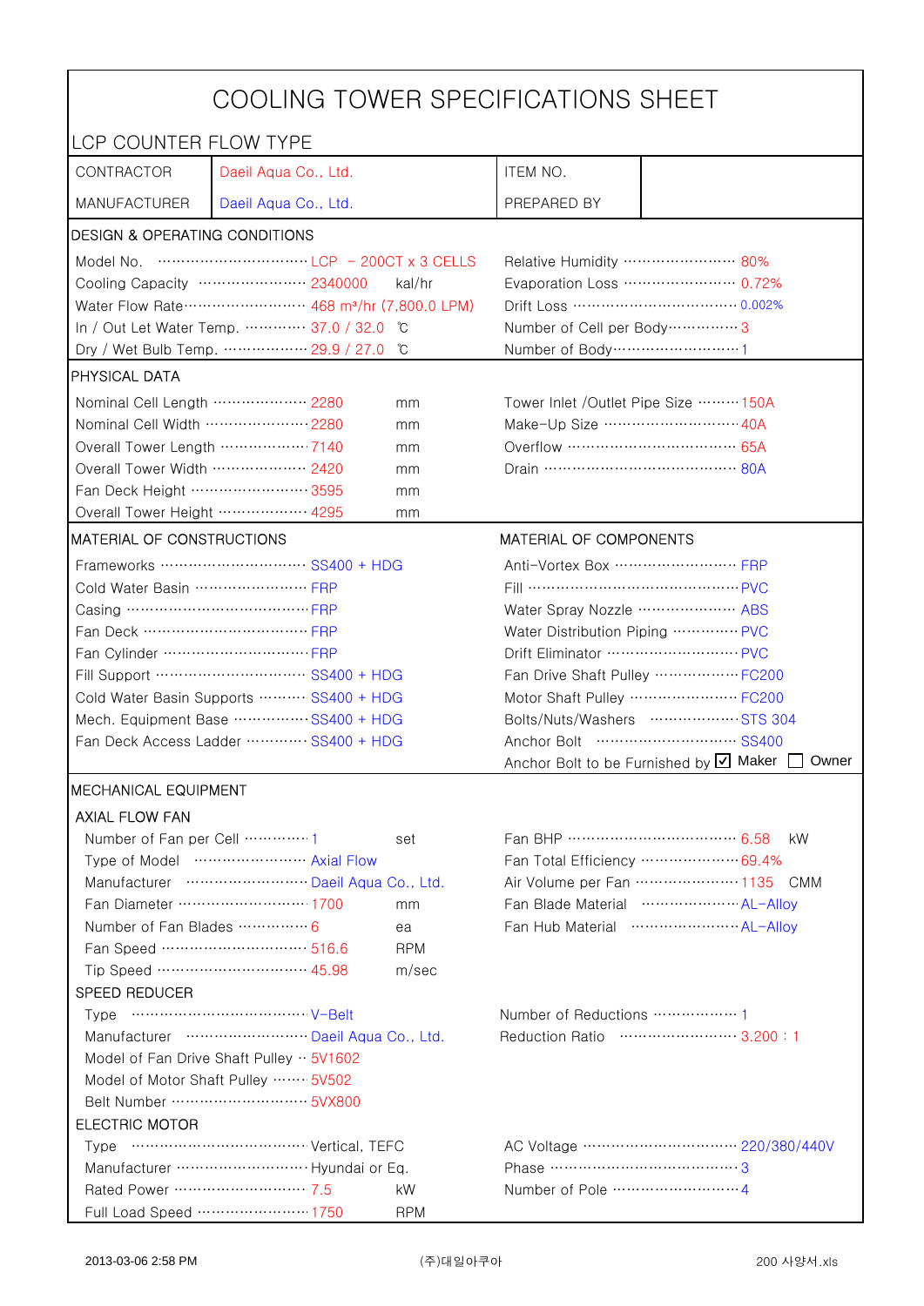# COOLING TOWER SPECIFICATIONS SHEET

## LCP COUNTER FLOW TYPE

| CONTRACTOR | Daeil Aqua Co., Ltd. | ITEM NO. | |
|---|---|---|---|
| MANUFACTURER | Daeil Aqua Co., Ltd. | PREPARED BY | |

### DESIGN & OPERATING CONDITIONS

| | | | | |
|---|---|---|---|---|
| Model No. | LCP - 200CT x 3 CELLS | | Relative Humidity | 80% |
| Cooling Capacity | 2340000 | kal/hr | Evaporation Loss | 0.72% |
| Water Flow Rate | 468 m³/hr (7,800.0 LPM) | | Drift Loss | 0.002% |
| In / Out Let Water Temp. | 37.0 / 32.0 | ℃ | Number of Cell per Body | 3 |
| Dry / Wet Bulb Temp. | 29.9 / 27.0 | ℃ | Number of Body | 1 |

### PHYSICAL DATA

| | | | | |
|---|---|---|---|---|
| Nominal Cell Length | 2280 | mm | Tower Inlet /Outlet Pipe Size | 150A |
| Nominal Cell Width | 2280 | mm | Make-Up Size | 40A |
| Overall Tower Length | 7140 | mm | Overflow | 65A |
| Overall Tower Width | 2420 | mm | Drain | 80A |
| Fan Deck Height | 3595 | mm | | |
| Overall Tower Height | 4295 | mm | | |

### MATERIAL OF CONSTRUCTIONS / MATERIAL OF COMPONENTS

| MATERIAL OF CONSTRUCTIONS | | MATERIAL OF COMPONENTS | |
|---|---|---|---|
| Frameworks | SS400 + HDG | Anti-Vortex Box | FRP |
| Cold Water Basin | FRP | Fill | PVC |
| Casing | FRP | Water Spray Nozzle | ABS |
| Fan Deck | FRP | Water Distribution Piping | PVC |
| Fan Cylinder | FRP | Drift Eliminator | PVC |
| Fill Support | SS400 + HDG | Fan Drive Shaft Pulley | FC200 |
| Cold Water Basin Supports | SS400 + HDG | Motor Shaft Pulley | FC200 |
| Mech. Equipment Base | SS400 + HDG | Bolts/Nuts/Washers | STS 304 |
| Fan Deck Access Ladder | SS400 + HDG | Anchor Bolt | SS400 |
| | | Anchor Bolt to be Furnished by | ☑ Maker ☐ Owner |

### MECHANICAL EQUIPMENT

#### AXIAL FLOW FAN

| | | | | | |
|---|---|---|---|---|---|
| Number of Fan per Cell | 1 | set | Fan BHP | 6.58 | kW |
| Type of Model | Axial Flow | | Fan Total Efficiency | 69.4% | |
| Manufacturer | Daeil Aqua Co., Ltd. | | Air Volume per Fan | 1135 | CMM |
| Fan Diameter | 1700 | mm | Fan Blade Material | AL-Alloy | |
| Number of Fan Blades | 6 | ea | Fan Hub Material | AL-Alloy | |
| Fan Speed | 516.6 | RPM | | | |
| Tip Speed | 45.98 | m/sec | | | |

#### SPEED REDUCER

| | | | |
|---|---|---|---|
| Type | V-Belt | Number of Reductions | 1 |
| Manufacturer | Daeil Aqua Co., Ltd. | Reduction Ratio | 3.200 : 1 |
| Model of Fan Drive Shaft Pulley | 5V1602 | | |
| Model of Motor Shaft Pulley | 5V502 | | |
| Belt Number | 5VX800 | | |

#### ELECTRIC MOTOR

| | | | | |
|---|---|---|---|---|
| Type | Vertical, TEFC | | AC Voltage | 220/380/440V |
| Manufacturer | Hyundai or Eq. | | Phase | 3 |
| Rated Power | 7.5 | kW | Number of Pole | 4 |
| Full Load Speed | 1750 | RPM | | |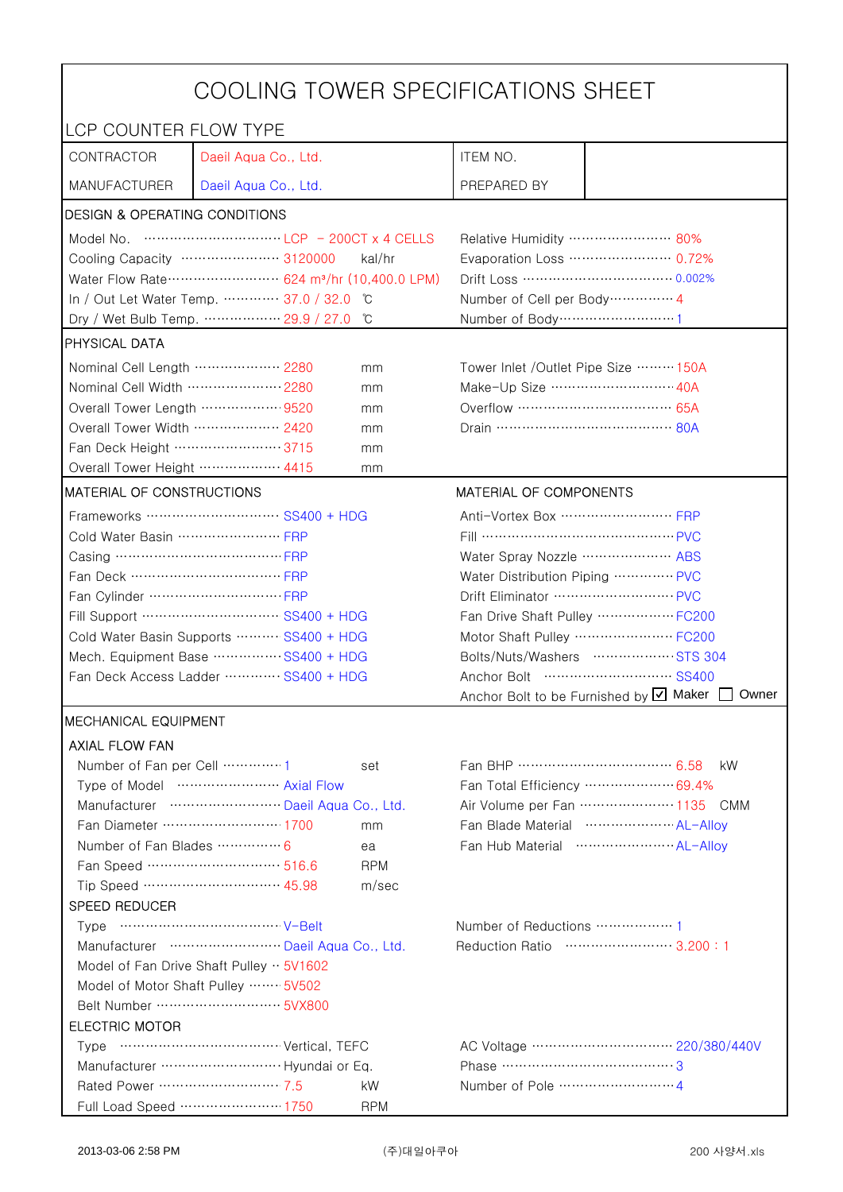# COOLING TOWER SPECIFICATIONS SHEET

## LCP COUNTER FLOW TYPE

| CONTRACTOR | Daeil Aqua Co., Ltd. | ITEM NO. | |
|---|---|---|---|
| MANUFACTURER | Daeil Aqua Co., Ltd. | PREPARED BY | |

## DESIGN & OPERATING CONDITIONS

| | | | | |
|---|---|---|---|---|
| Model No. | LCP − 200CT x 4 CELLS | | Relative Humidity | 80% |
| Cooling Capacity | 3120000 | kal/hr | Evaporation Loss | 0.72% |
| Water Flow Rate | 624 m³/hr (10,400.0 LPM) | | Drift Loss | 0.002% |
| In / Out Let Water Temp. | 37.0 / 32.0 | ℃ | Number of Cell per Body | 4 |
| Dry / Wet Bulb Temp. | 29.9 / 27.0 | ℃ | Number of Body | 1 |

## PHYSICAL DATA

| | | | | |
|---|---|---|---|---|
| Nominal Cell Length | 2280 | mm | Tower Inlet /Outlet Pipe Size | 150A |
| Nominal Cell Width | 2280 | mm | Make-Up Size | 40A |
| Overall Tower Length | 9520 | mm | Overflow | 65A |
| Overall Tower Width | 2420 | mm | Drain | 80A |
| Fan Deck Height | 3715 | mm | | |
| Overall Tower Height | 4415 | mm | | |

## MATERIAL OF CONSTRUCTIONS / MATERIAL OF COMPONENTS

| MATERIAL OF CONSTRUCTIONS | | MATERIAL OF COMPONENTS | |
|---|---|---|---|
| Frameworks | SS400 + HDG | Anti-Vortex Box | FRP |
| Cold Water Basin | FRP | Fill | PVC |
| Casing | FRP | Water Spray Nozzle | ABS |
| Fan Deck | FRP | Water Distribution Piping | PVC |
| Fan Cylinder | FRP | Drift Eliminator | PVC |
| Fill Support | SS400 + HDG | Fan Drive Shaft Pulley | FC200 |
| Cold Water Basin Supports | SS400 + HDG | Motor Shaft Pulley | FC200 |
| Mech. Equipment Base | SS400 + HDG | Bolts/Nuts/Washers | STS 304 |
| Fan Deck Access Ladder | SS400 + HDG | Anchor Bolt | SS400 |
| | | Anchor Bolt to be Furnished by | ☑ Maker ☐ Owner |

## MECHANICAL EQUIPMENT

### AXIAL FLOW FAN

| | | | | | |
|---|---|---|---|---|---|
| Number of Fan per Cell | 1 | set | Fan BHP | 6.58 | kW |
| Type of Model | Axial Flow | | Fan Total Efficiency | 69.4% | |
| Manufacturer | Daeil Aqua Co., Ltd. | | Air Volume per Fan | 1135 | CMM |
| Fan Diameter | 1700 | mm | Fan Blade Material | AL-Alloy | |
| Number of Fan Blades | 6 | ea | Fan Hub Material | AL-Alloy | |
| Fan Speed | 516.6 | RPM | | | |
| Tip Speed | 45.98 | m/sec | | | |

### SPEED REDUCER

| | | | |
|---|---|---|---|
| Type | V-Belt | Number of Reductions | 1 |
| Manufacturer | Daeil Aqua Co., Ltd. | Reduction Ratio | 3.200 : 1 |
| Model of Fan Drive Shaft Pulley | 5V1602 | | |
| Model of Motor Shaft Pulley | 5V502 | | |
| Belt Number | 5VX800 | | |

### ELECTRIC MOTOR

| | | | | |
|---|---|---|---|---|
| Type | Vertical, TEFC | | AC Voltage | 220/380/440V |
| Manufacturer | Hyundai or Eq. | | Phase | 3 |
| Rated Power | 7.5 | kW | Number of Pole | 4 |
| Full Load Speed | 1750 | RPM | | |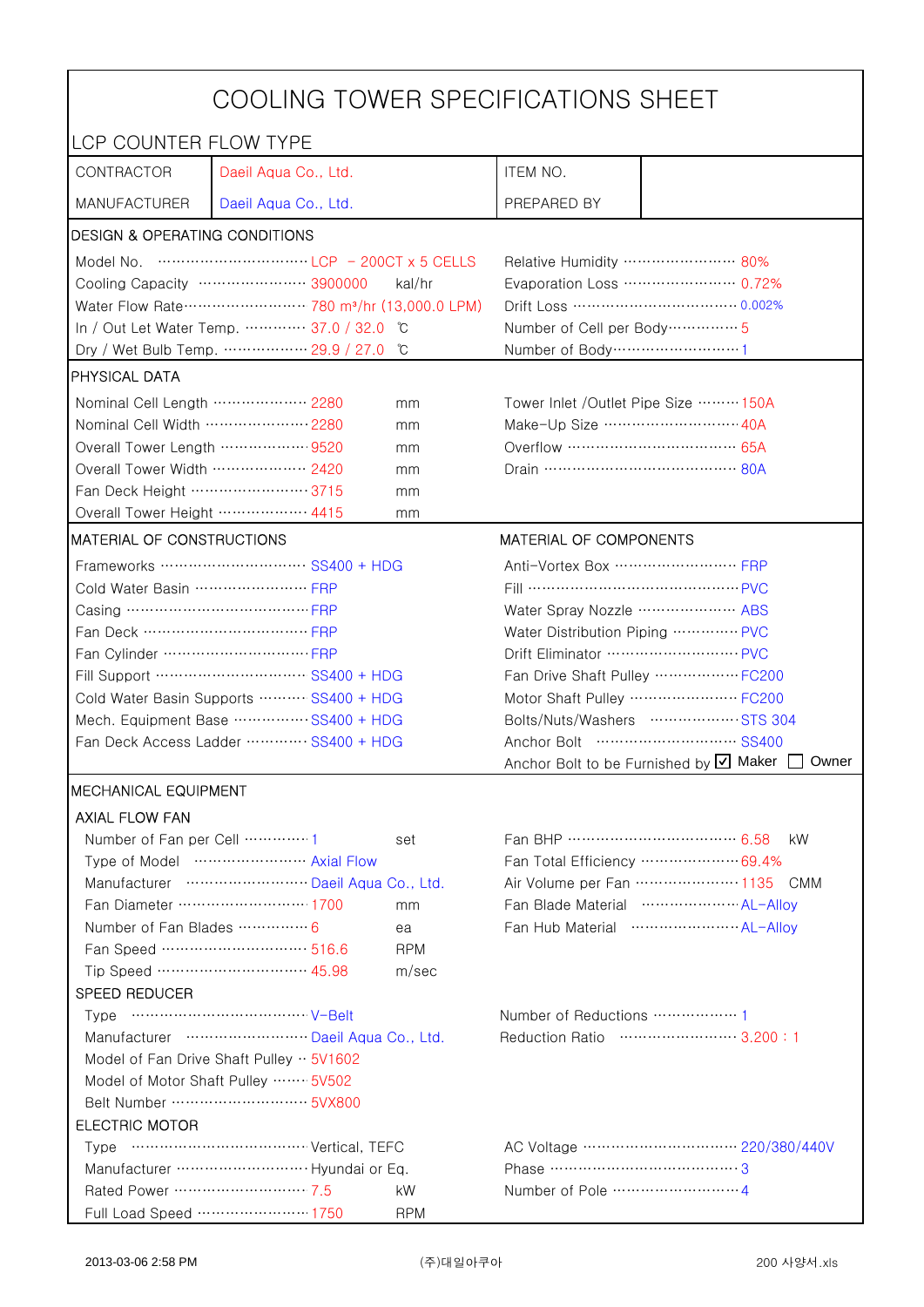# COOLING TOWER SPECIFICATIONS SHEET

## LCP COUNTER FLOW TYPE

| | | | |
|---|---|---|---|
| CONTRACTOR | Daeil Aqua Co., Ltd. | ITEM NO. | |
| MANUFACTURER | Daeil Aqua Co., Ltd. | PREPARED BY | |

### DESIGN & OPERATING CONDITIONS

| | | | |
|---|---|---|---|
| Model No. | LCP - 200CT x 5 CELLS | Relative Humidity | 80% |
| Cooling Capacity | 3900000 kal/hr | Evaporation Loss | 0.72% |
| Water Flow Rate | 780 m³/hr (13,000.0 LPM) | Drift Loss | 0.002% |
| In / Out Let Water Temp. | 37.0 / 32.0 ℃ | Number of Cell per Body | 5 |
| Dry / Wet Bulb Temp. | 29.9 / 27.0 ℃ | Number of Body | 1 |

### PHYSICAL DATA

| | | | |
|---|---|---|---|
| Nominal Cell Length | 2280 mm | Tower Inlet /Outlet Pipe Size | 150A |
| Nominal Cell Width | 2280 mm | Make-Up Size | 40A |
| Overall Tower Length | 9520 mm | Overflow | 65A |
| Overall Tower Width | 2420 mm | Drain | 80A |
| Fan Deck Height | 3715 mm | | |
| Overall Tower Height | 4415 mm | | |

### MATERIAL OF CONSTRUCTIONS / MATERIAL OF COMPONENTS

| MATERIAL OF CONSTRUCTIONS | | MATERIAL OF COMPONENTS | |
|---|---|---|---|
| Frameworks | SS400 + HDG | Anti-Vortex Box | FRP |
| Cold Water Basin | FRP | Fill | PVC |
| Casing | FRP | Water Spray Nozzle | ABS |
| Fan Deck | FRP | Water Distribution Piping | PVC |
| Fan Cylinder | FRP | Drift Eliminator | PVC |
| Fill Support | SS400 + HDG | Fan Drive Shaft Pulley | FC200 |
| Cold Water Basin Supports | SS400 + HDG | Motor Shaft Pulley | FC200 |
| Mech. Equipment Base | SS400 + HDG | Bolts/Nuts/Washers | STS 304 |
| Fan Deck Access Ladder | SS400 + HDG | Anchor Bolt | SS400 |
| | | Anchor Bolt to be Furnished by | ☑ Maker ☐ Owner |

### MECHANICAL EQUIPMENT

#### AXIAL FLOW FAN

| | | | |
|---|---|---|---|
| Number of Fan per Cell | 1 set | Fan BHP | 6.58 kW |
| Type of Model | Axial Flow | Fan Total Efficiency | 69.4% |
| Manufacturer | Daeil Aqua Co., Ltd. | Air Volume per Fan | 1135 CMM |
| Fan Diameter | 1700 mm | Fan Blade Material | AL-Alloy |
| Number of Fan Blades | 6 ea | Fan Hub Material | AL-Alloy |
| Fan Speed | 516.6 RPM | | |
| Tip Speed | 45.98 m/sec | | |

#### SPEED REDUCER

| | | | |
|---|---|---|---|
| Type | V-Belt | Number of Reductions | 1 |
| Manufacturer | Daeil Aqua Co., Ltd. | Reduction Ratio | 3.200 : 1 |
| Model of Fan Drive Shaft Pulley | 5V1602 | | |
| Model of Motor Shaft Pulley | 5V502 | | |
| Belt Number | 5VX800 | | |

#### ELECTRIC MOTOR

| | | | |
|---|---|---|---|
| Type | Vertical, TEFC | AC Voltage | 220/380/440V |
| Manufacturer | Hyundai or Eq. | Phase | 3 |
| Rated Power | 7.5 kW | Number of Pole | 4 |
| Full Load Speed | 1750 RPM | | |